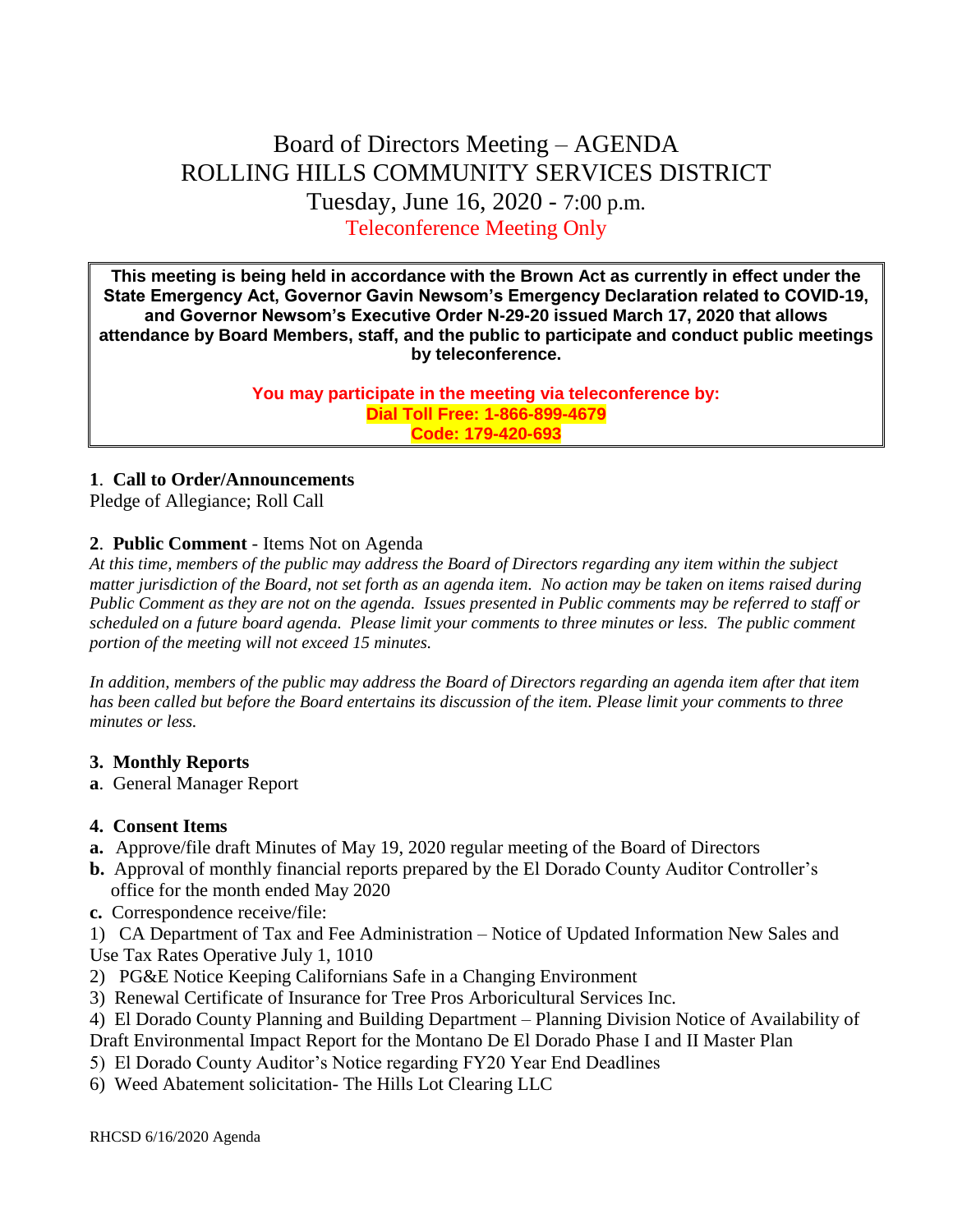# Board of Directors Meeting – AGENDA
# ROLLING HILLS COMMUNITY SERVICES DISTRICT
## Tuesday, June 16, 2020 - 7:00 p.m.
## Teleconference Meeting Only

**This meeting is being held in accordance with the Brown Act as currently in effect under the State Emergency Act, Governor Gavin Newsom's Emergency Declaration related to COVID-19, and Governor Newsom's Executive Order N-29-20 issued March 17, 2020 that allows attendance by Board Members, staff, and the public to participate and conduct public meetings by teleconference.**

**You may participate in the meeting via teleconference by:**
**Dial Toll Free: 1-866-899-4679**
**Code: 179-420-693**

**1**. **Call to Order/Announcements**
Pledge of Allegiance; Roll Call

**2**. **Public Comment** - Items Not on Agenda
*At this time, members of the public may address the Board of Directors regarding any item within the subject matter jurisdiction of the Board, not set forth as an agenda item. No action may be taken on items raised during Public Comment as they are not on the agenda. Issues presented in Public comments may be referred to staff or scheduled on a future board agenda. Please limit your comments to three minutes or less. The public comment portion of the meeting will not exceed 15 minutes.*

*In addition, members of the public may address the Board of Directors regarding an agenda item after that item has been called but before the Board entertains its discussion of the item. Please limit your comments to three minutes or less.*

**3. Monthly Reports**
**a**. General Manager Report

**4. Consent Items**
**a.** Approve/file draft Minutes of May 19, 2020 regular meeting of the Board of Directors
**b.** Approval of monthly financial reports prepared by the El Dorado County Auditor Controller's office for the month ended May 2020
**c.** Correspondence receive/file:
1) CA Department of Tax and Fee Administration – Notice of Updated Information New Sales and Use Tax Rates Operative July 1, 1010
2) PG&E Notice Keeping Californians Safe in a Changing Environment
3) Renewal Certificate of Insurance for Tree Pros Arboricultural Services Inc.
4) El Dorado County Planning and Building Department – Planning Division Notice of Availability of Draft Environmental Impact Report for the Montano De El Dorado Phase I and II Master Plan
5) El Dorado County Auditor's Notice regarding FY20 Year End Deadlines
6) Weed Abatement solicitation- The Hills Lot Clearing LLC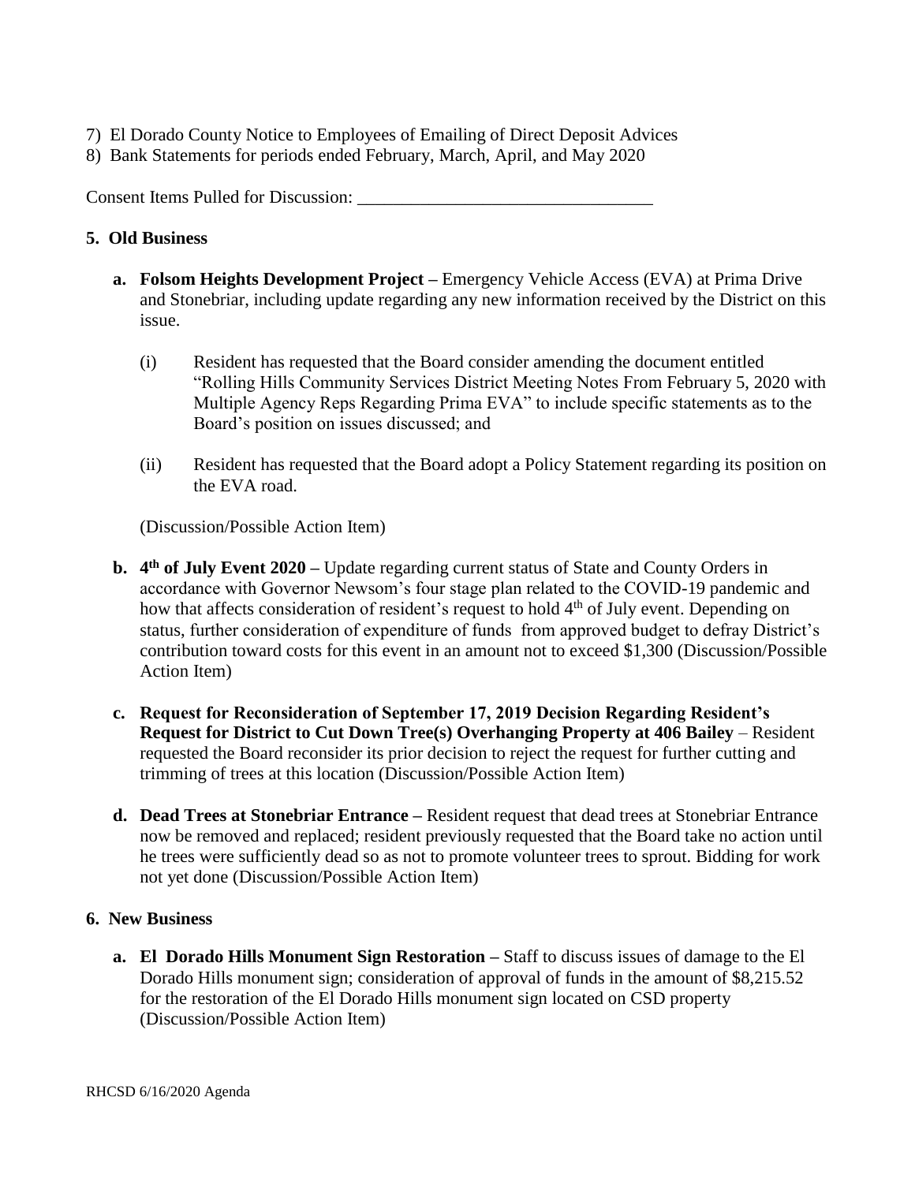7) El Dorado County Notice to Employees of Emailing of Direct Deposit Advices
8) Bank Statements for periods ended February, March, April, and May 2020

Consent Items Pulled for Discussion: ________________________________

**5. Old Business**

- **a. Folsom Heights Development Project –** Emergency Vehicle Access (EVA) at Prima Drive and Stonebriar, including update regarding any new information received by the District on this issue.

  (i) Resident has requested that the Board consider amending the document entitled "Rolling Hills Community Services District Meeting Notes From February 5, 2020 with Multiple Agency Reps Regarding Prima EVA" to include specific statements as to the Board's position on issues discussed; and

  (ii) Resident has requested that the Board adopt a Policy Statement regarding its position on the EVA road.

  (Discussion/Possible Action Item)

- **b. 4th of July Event 2020 –** Update regarding current status of State and County Orders in accordance with Governor Newsom's four stage plan related to the COVID-19 pandemic and how that affects consideration of resident's request to hold 4th of July event. Depending on status, further consideration of expenditure of funds from approved budget to defray District's contribution toward costs for this event in an amount not to exceed $1,300 (Discussion/Possible Action Item)

- **c. Request for Reconsideration of September 17, 2019 Decision Regarding Resident's Request for District to Cut Down Tree(s) Overhanging Property at 406 Bailey** – Resident requested the Board reconsider its prior decision to reject the request for further cutting and trimming of trees at this location (Discussion/Possible Action Item)

- **d. Dead Trees at Stonebriar Entrance –** Resident request that dead trees at Stonebriar Entrance now be removed and replaced; resident previously requested that the Board take no action until he trees were sufficiently dead so as not to promote volunteer trees to sprout. Bidding for work not yet done (Discussion/Possible Action Item)

**6. New Business**

- **a. El Dorado Hills Monument Sign Restoration –** Staff to discuss issues of damage to the El Dorado Hills monument sign; consideration of approval of funds in the amount of $8,215.52 for the restoration of the El Dorado Hills monument sign located on CSD property (Discussion/Possible Action Item)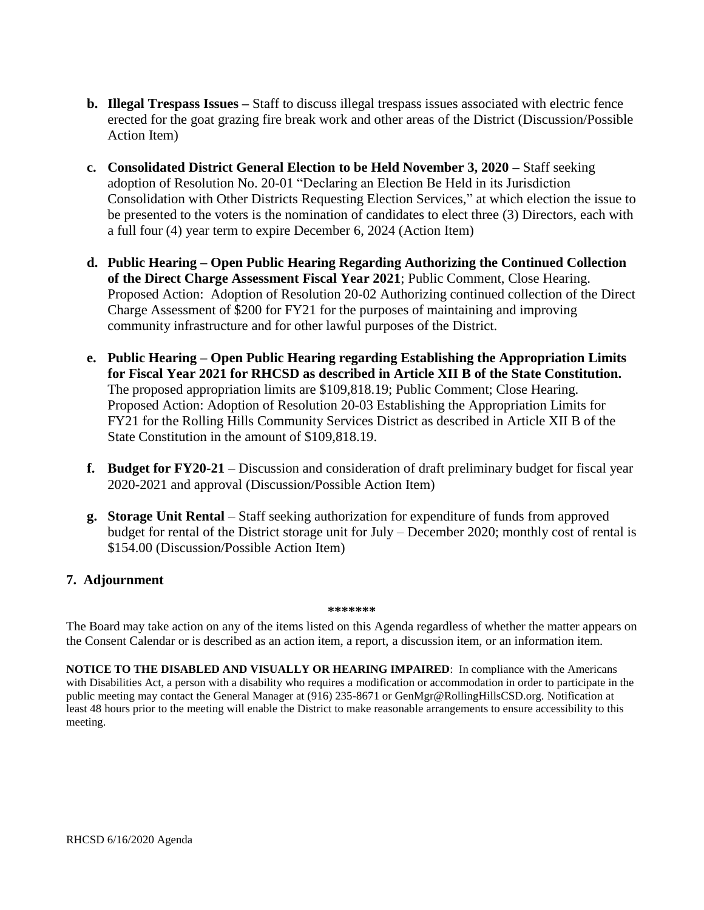- **b. Illegal Trespass Issues –** Staff to discuss illegal trespass issues associated with electric fence erected for the goat grazing fire break work and other areas of the District (Discussion/Possible Action Item)

- **c. Consolidated District General Election to be Held November 3, 2020 –** Staff seeking adoption of Resolution No. 20-01 "Declaring an Election Be Held in its Jurisdiction Consolidation with Other Districts Requesting Election Services," at which election the issue to be presented to the voters is the nomination of candidates to elect three (3) Directors, each with a full four (4) year term to expire December 6, 2024 (Action Item)

- **d. Public Hearing – Open Public Hearing Regarding Authorizing the Continued Collection of the Direct Charge Assessment Fiscal Year 2021**; Public Comment, Close Hearing. Proposed Action: Adoption of Resolution 20-02 Authorizing continued collection of the Direct Charge Assessment of $200 for FY21 for the purposes of maintaining and improving community infrastructure and for other lawful purposes of the District.

- **e. Public Hearing – Open Public Hearing regarding Establishing the Appropriation Limits for Fiscal Year 2021 for RHCSD as described in Article XII B of the State Constitution.** The proposed appropriation limits are $109,818.19; Public Comment; Close Hearing. Proposed Action: Adoption of Resolution 20-03 Establishing the Appropriation Limits for FY21 for the Rolling Hills Community Services District as described in Article XII B of the State Constitution in the amount of $109,818.19.

- **f. Budget for FY20-21** – Discussion and consideration of draft preliminary budget for fiscal year 2020-2021 and approval (Discussion/Possible Action Item)

- **g. Storage Unit Rental** – Staff seeking authorization for expenditure of funds from approved budget for rental of the District storage unit for July – December 2020; monthly cost of rental is $154.00 (Discussion/Possible Action Item)

## 7. Adjournment

**\*\*\*\*\*\*\***

The Board may take action on any of the items listed on this Agenda regardless of whether the matter appears on the Consent Calendar or is described as an action item, a report, a discussion item, or an information item.

**NOTICE TO THE DISABLED AND VISUALLY OR HEARING IMPAIRED**: In compliance with the Americans with Disabilities Act, a person with a disability who requires a modification or accommodation in order to participate in the public meeting may contact the General Manager at (916) 235-8671 or GenMgr@RollingHillsCSD.org. Notification at least 48 hours prior to the meeting will enable the District to make reasonable arrangements to ensure accessibility to this meeting.